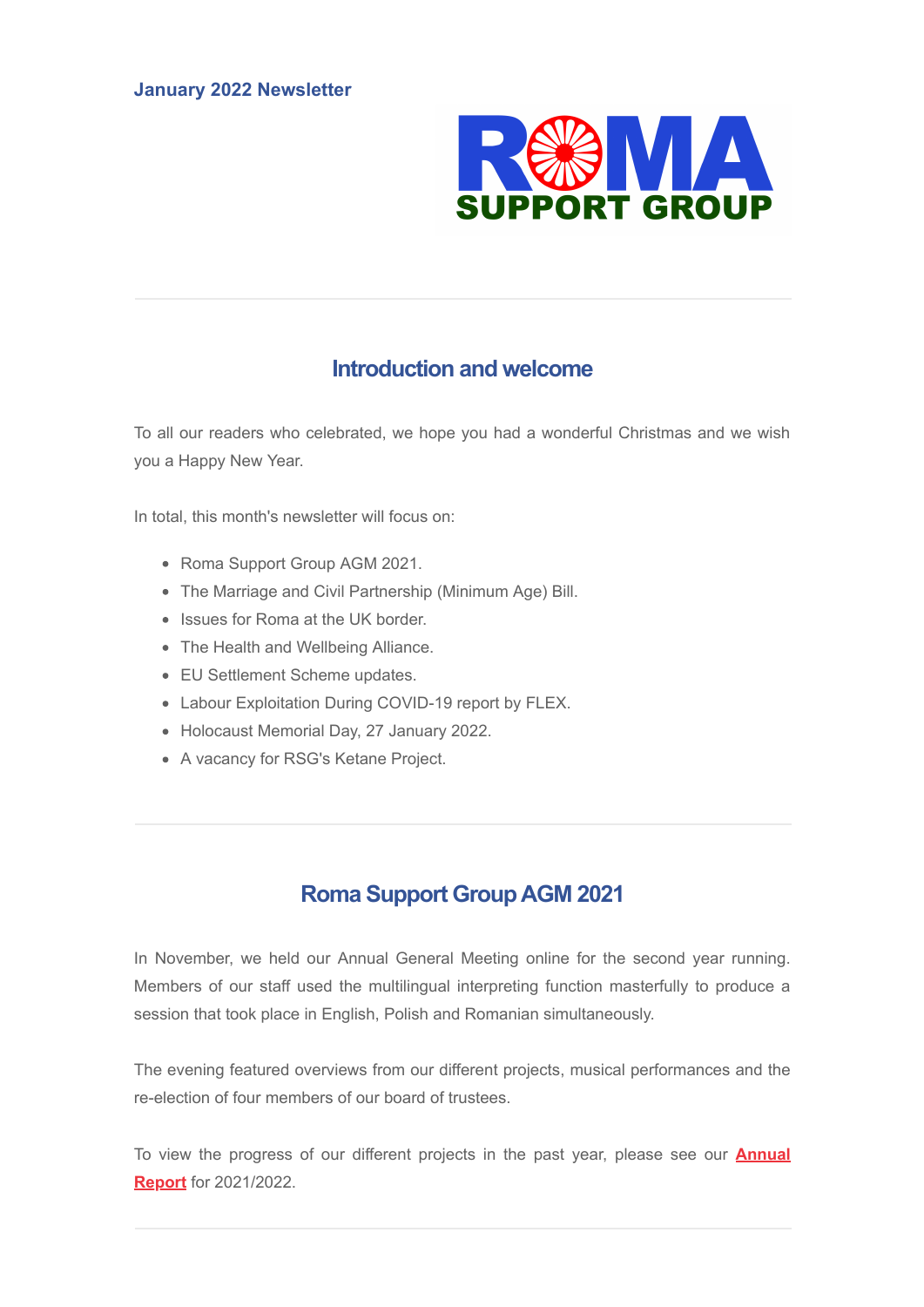**January 2022 Newsletter**

ROMA SUPPORT GROUP

---

## Introduction and welcome

To all our readers who celebrated, we hope you had a wonderful Christmas and we wish you a Happy New Year.

In total, this month's newsletter will focus on:

- Roma Support Group AGM 2021.
- The Marriage and Civil Partnership (Minimum Age) Bill.
- Issues for Roma at the UK border.
- The Health and Wellbeing Alliance.
- EU Settlement Scheme updates.
- Labour Exploitation During COVID-19 report by FLEX.
- Holocaust Memorial Day, 27 January 2022.
- A vacancy for RSG's Ketane Project.

---

## Roma Support Group AGM 2021

In November, we held our Annual General Meeting online for the second year running. Members of our staff used the multilingual interpreting function masterfully to produce a session that took place in English, Polish and Romanian simultaneously.

The evening featured overviews from our different projects, musical performances and the re-election of four members of our board of trustees.

To view the progress of our different projects in the past year, please see our **Annual Report** for 2021/2022.

---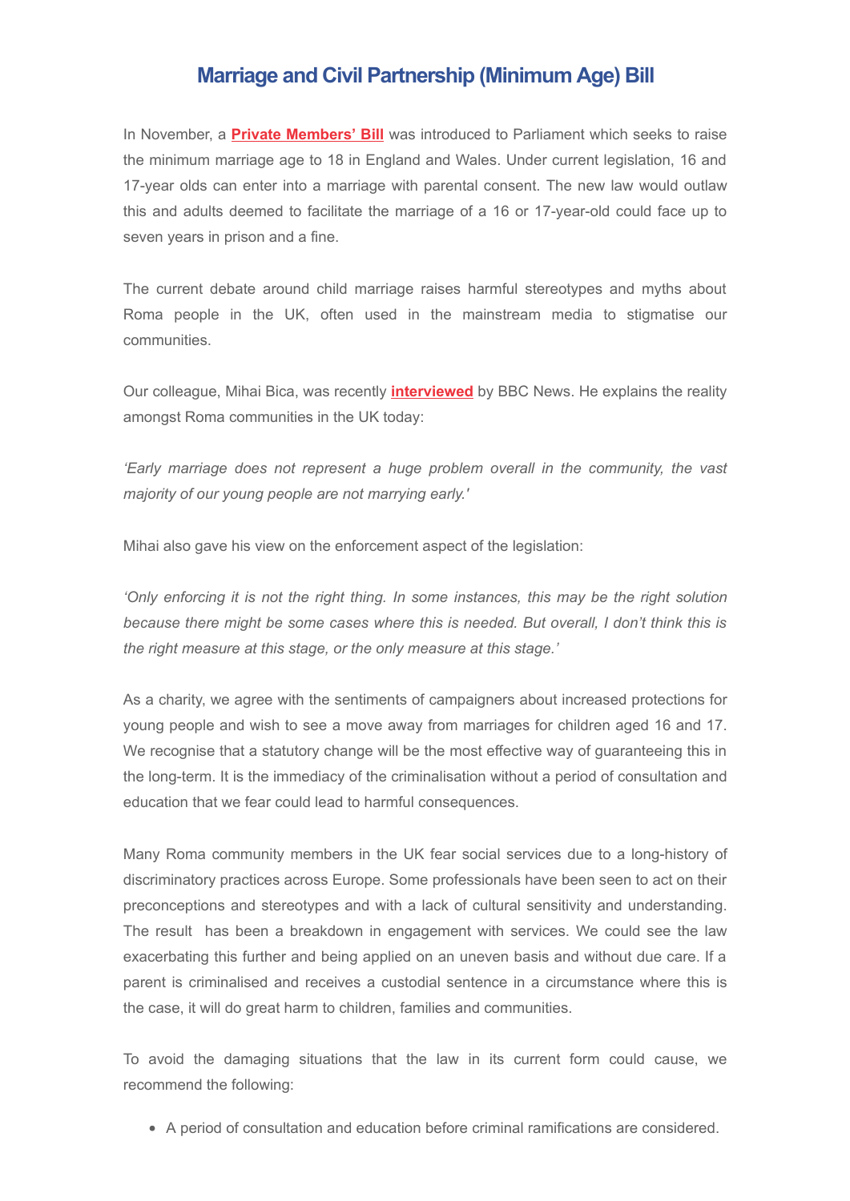## Marriage and Civil Partnership (Minimum Age) Bill

In November, a **Private Members' Bill** was introduced to Parliament which seeks to raise the minimum marriage age to 18 in England and Wales. Under current legislation, 16 and 17-year olds can enter into a marriage with parental consent. The new law would outlaw this and adults deemed to facilitate the marriage of a 16 or 17-year-old could face up to seven years in prison and a fine.

The current debate around child marriage raises harmful stereotypes and myths about Roma people in the UK, often used in the mainstream media to stigmatise our communities.

Our colleague, Mihai Bica, was recently **interviewed** by BBC News. He explains the reality amongst Roma communities in the UK today:

*'Early marriage does not represent a huge problem overall in the community, the vast majority of our young people are not marrying early.'*

Mihai also gave his view on the enforcement aspect of the legislation:

*'Only enforcing it is not the right thing. In some instances, this may be the right solution because there might be some cases where this is needed. But overall, I don't think this is the right measure at this stage, or the only measure at this stage.'*

As a charity, we agree with the sentiments of campaigners about increased protections for young people and wish to see a move away from marriages for children aged 16 and 17. We recognise that a statutory change will be the most effective way of guaranteeing this in the long-term. It is the immediacy of the criminalisation without a period of consultation and education that we fear could lead to harmful consequences.

Many Roma community members in the UK fear social services due to a long-history of discriminatory practices across Europe. Some professionals have been seen to act on their preconceptions and stereotypes and with a lack of cultural sensitivity and understanding. The result has been a breakdown in engagement with services. We could see the law exacerbating this further and being applied on an uneven basis and without due care. If a parent is criminalised and receives a custodial sentence in a circumstance where this is the case, it will do great harm to children, families and communities.

To avoid the damaging situations that the law in its current form could cause, we recommend the following:

- A period of consultation and education before criminal ramifications are considered.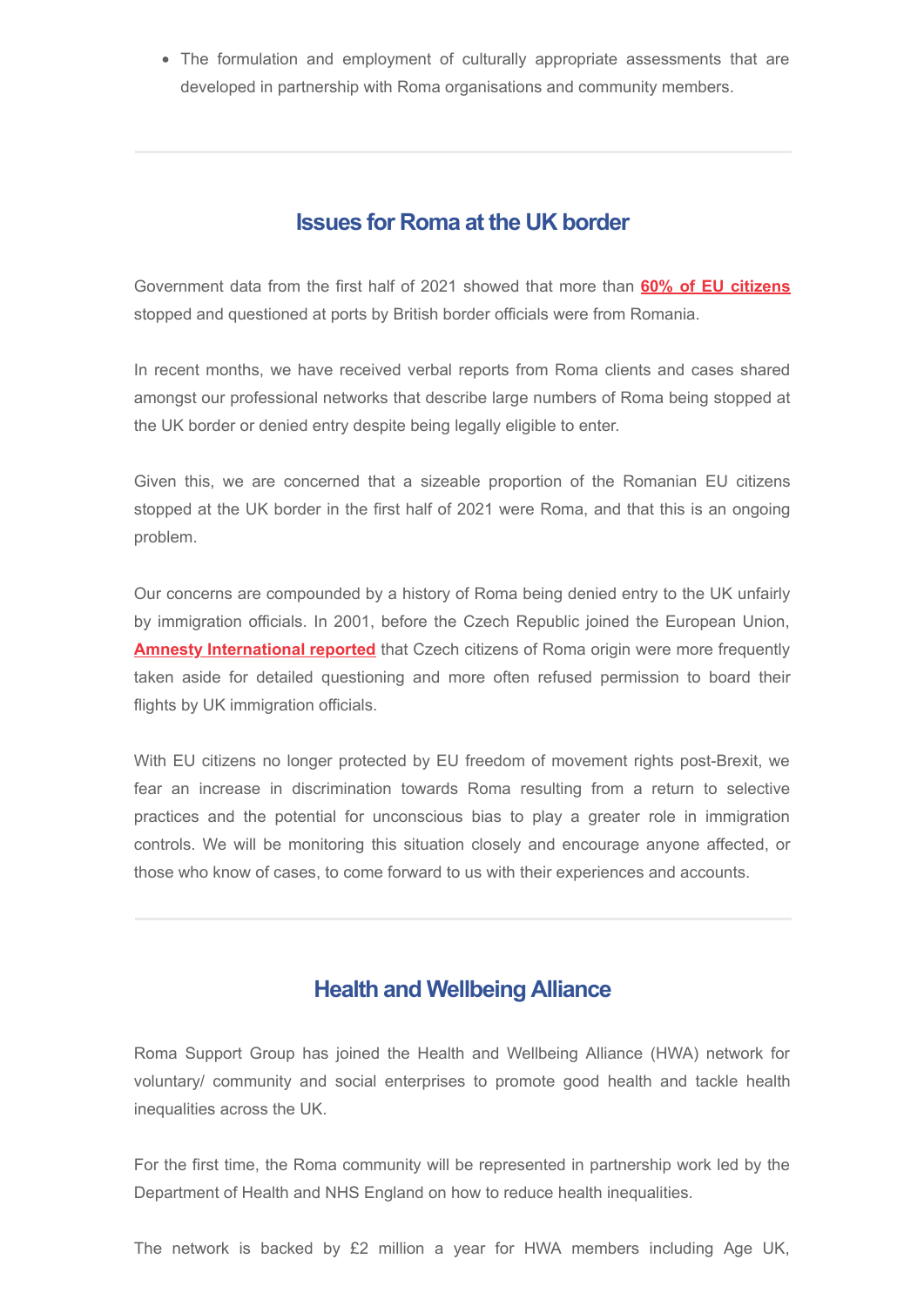- The formulation and employment of culturally appropriate assessments that are developed in partnership with Roma organisations and community members.

---

## Issues for Roma at the UK border

Government data from the first half of 2021 showed that more than **60% of EU citizens** stopped and questioned at ports by British border officials were from Romania.

In recent months, we have received verbal reports from Roma clients and cases shared amongst our professional networks that describe large numbers of Roma being stopped at the UK border or denied entry despite being legally eligible to enter.

Given this, we are concerned that a sizeable proportion of the Romanian EU citizens stopped at the UK border in the first half of 2021 were Roma, and that this is an ongoing problem.

Our concerns are compounded by a history of Roma being denied entry to the UK unfairly by immigration officials. In 2001, before the Czech Republic joined the European Union, **Amnesty International reported** that Czech citizens of Roma origin were more frequently taken aside for detailed questioning and more often refused permission to board their flights by UK immigration officials.

With EU citizens no longer protected by EU freedom of movement rights post-Brexit, we fear an increase in discrimination towards Roma resulting from a return to selective practices and the potential for unconscious bias to play a greater role in immigration controls. We will be monitoring this situation closely and encourage anyone affected, or those who know of cases, to come forward to us with their experiences and accounts.

---

## Health and Wellbeing Alliance

Roma Support Group has joined the Health and Wellbeing Alliance (HWA) network for voluntary/ community and social enterprises to promote good health and tackle health inequalities across the UK.

For the first time, the Roma community will be represented in partnership work led by the Department of Health and NHS England on how to reduce health inequalities.

The network is backed by £2 million a year for HWA members including Age UK,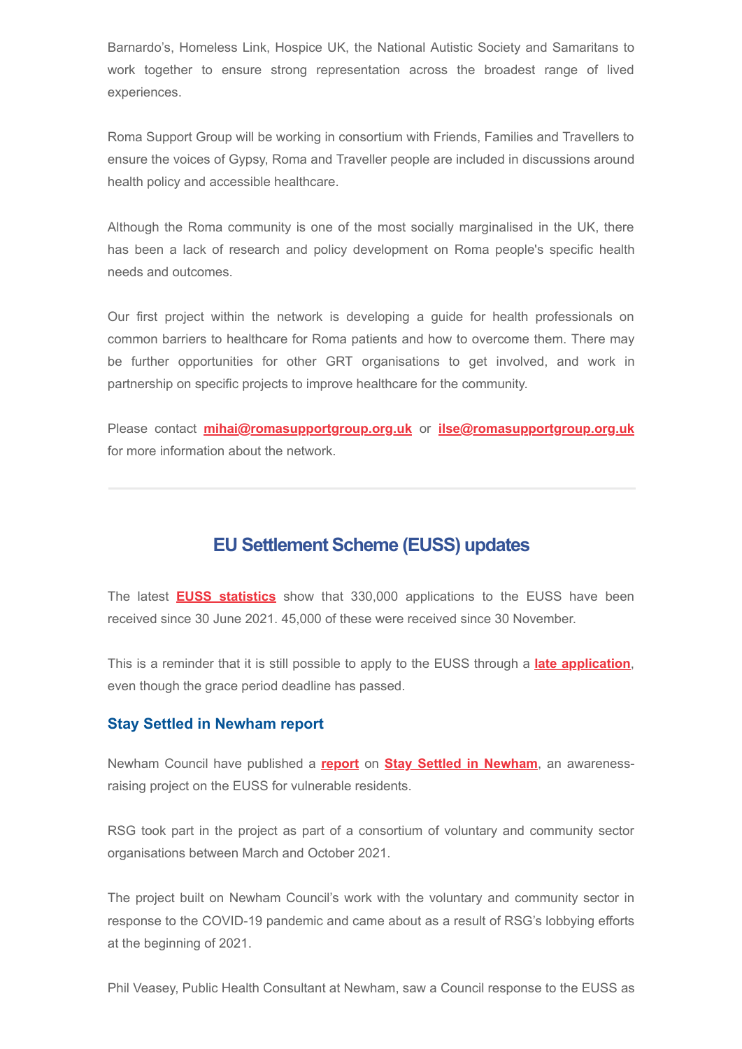Barnardo's, Homeless Link, Hospice UK, the National Autistic Society and Samaritans to work together to ensure strong representation across the broadest range of lived experiences.

Roma Support Group will be working in consortium with Friends, Families and Travellers to ensure the voices of Gypsy, Roma and Traveller people are included in discussions around health policy and accessible healthcare.

Although the Roma community is one of the most socially marginalised in the UK, there has been a lack of research and policy development on Roma people's specific health needs and outcomes.

Our first project within the network is developing a guide for health professionals on common barriers to healthcare for Roma patients and how to overcome them. There may be further opportunities for other GRT organisations to get involved, and work in partnership on specific projects to improve healthcare for the community.

Please contact **mihai@romasupportgroup.org.uk** or **ilse@romasupportgroup.org.uk** for more information about the network.

---

## EU Settlement Scheme (EUSS) updates

The latest **EUSS statistics** show that 330,000 applications to the EUSS have been received since 30 June 2021. 45,000 of these were received since 30 November.

This is a reminder that it is still possible to apply to the EUSS through a **late application**, even though the grace period deadline has passed.

### Stay Settled in Newham report

Newham Council have published a **report** on **Stay Settled in Newham**, an awareness-raising project on the EUSS for vulnerable residents.

RSG took part in the project as part of a consortium of voluntary and community sector organisations between March and October 2021.

The project built on Newham Council's work with the voluntary and community sector in response to the COVID-19 pandemic and came about as a result of RSG's lobbying efforts at the beginning of 2021.

Phil Veasey, Public Health Consultant at Newham, saw a Council response to the EUSS as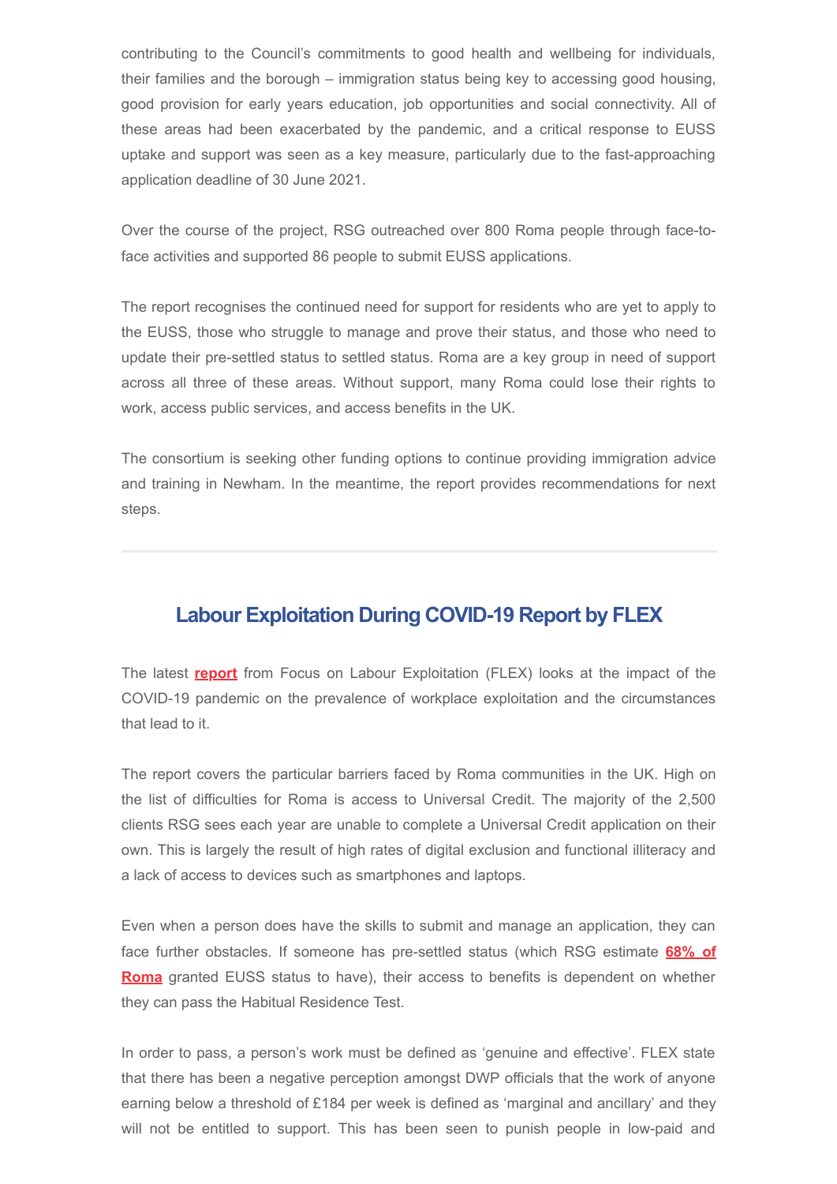contributing to the Council's commitments to good health and wellbeing for individuals, their families and the borough – immigration status being key to accessing good housing, good provision for early years education, job opportunities and social connectivity. All of these areas had been exacerbated by the pandemic, and a critical response to EUSS uptake and support was seen as a key measure, particularly due to the fast-approaching application deadline of 30 June 2021.

Over the course of the project, RSG outreached over 800 Roma people through face-to-face activities and supported 86 people to submit EUSS applications.

The report recognises the continued need for support for residents who are yet to apply to the EUSS, those who struggle to manage and prove their status, and those who need to update their pre-settled status to settled status. Roma are a key group in need of support across all three of these areas. Without support, many Roma could lose their rights to work, access public services, and access benefits in the UK.

The consortium is seeking other funding options to continue providing immigration advice and training in Newham. In the meantime, the report provides recommendations for next steps.

---

## Labour Exploitation During COVID-19 Report by FLEX

The latest **report** from Focus on Labour Exploitation (FLEX) looks at the impact of the COVID-19 pandemic on the prevalence of workplace exploitation and the circumstances that lead to it.

The report covers the particular barriers faced by Roma communities in the UK. High on the list of difficulties for Roma is access to Universal Credit. The majority of the 2,500 clients RSG sees each year are unable to complete a Universal Credit application on their own. This is largely the result of high rates of digital exclusion and functional illiteracy and a lack of access to devices such as smartphones and laptops.

Even when a person does have the skills to submit and manage an application, they can face further obstacles. If someone has pre-settled status (which RSG estimate **68% of Roma** granted EUSS status to have), their access to benefits is dependent on whether they can pass the Habitual Residence Test.

In order to pass, a person's work must be defined as 'genuine and effective'. FLEX state that there has been a negative perception amongst DWP officials that the work of anyone earning below a threshold of £184 per week is defined as 'marginal and ancillary' and they will not be entitled to support. This has been seen to punish people in low-paid and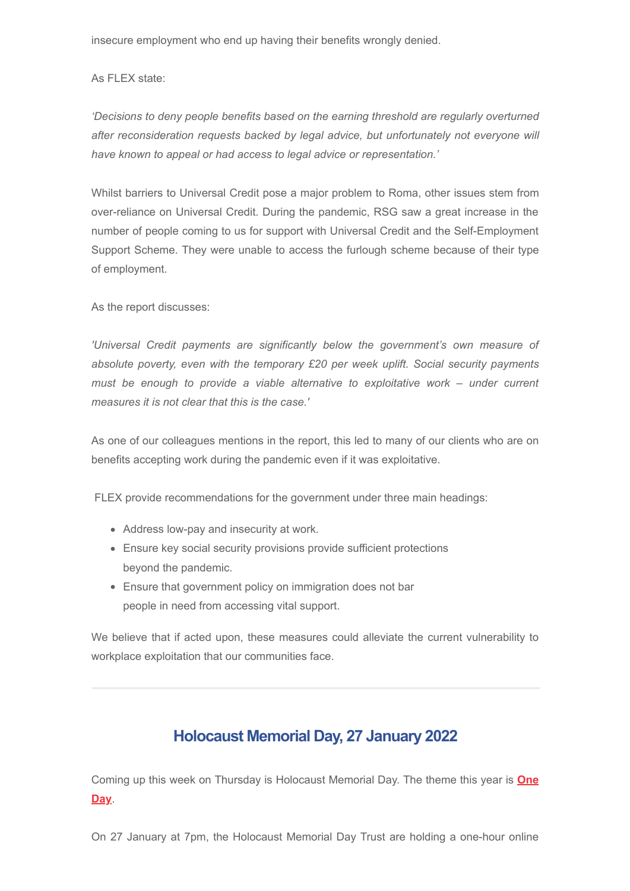insecure employment who end up having their benefits wrongly denied.

As FLEX state:

*'Decisions to deny people benefits based on the earning threshold are regularly overturned after reconsideration requests backed by legal advice, but unfortunately not everyone will have known to appeal or had access to legal advice or representation.'*

Whilst barriers to Universal Credit pose a major problem to Roma, other issues stem from over-reliance on Universal Credit. During the pandemic, RSG saw a great increase in the number of people coming to us for support with Universal Credit and the Self-Employment Support Scheme. They were unable to access the furlough scheme because of their type of employment.

As the report discusses:

*'Universal Credit payments are significantly below the government's own measure of absolute poverty, even with the temporary £20 per week uplift. Social security payments must be enough to provide a viable alternative to exploitative work – under current measures it is not clear that this is the case.'*

As one of our colleagues mentions in the report, this led to many of our clients who are on benefits accepting work during the pandemic even if it was exploitative.

FLEX provide recommendations for the government under three main headings:

- Address low-pay and insecurity at work.
- Ensure key social security provisions provide sufficient protections beyond the pandemic.
- Ensure that government policy on immigration does not bar people in need from accessing vital support.

We believe that if acted upon, these measures could alleviate the current vulnerability to workplace exploitation that our communities face.

---

## Holocaust Memorial Day, 27 January 2022

Coming up this week on Thursday is Holocaust Memorial Day. The theme this year is **One Day**.

On 27 January at 7pm, the Holocaust Memorial Day Trust are holding a one-hour online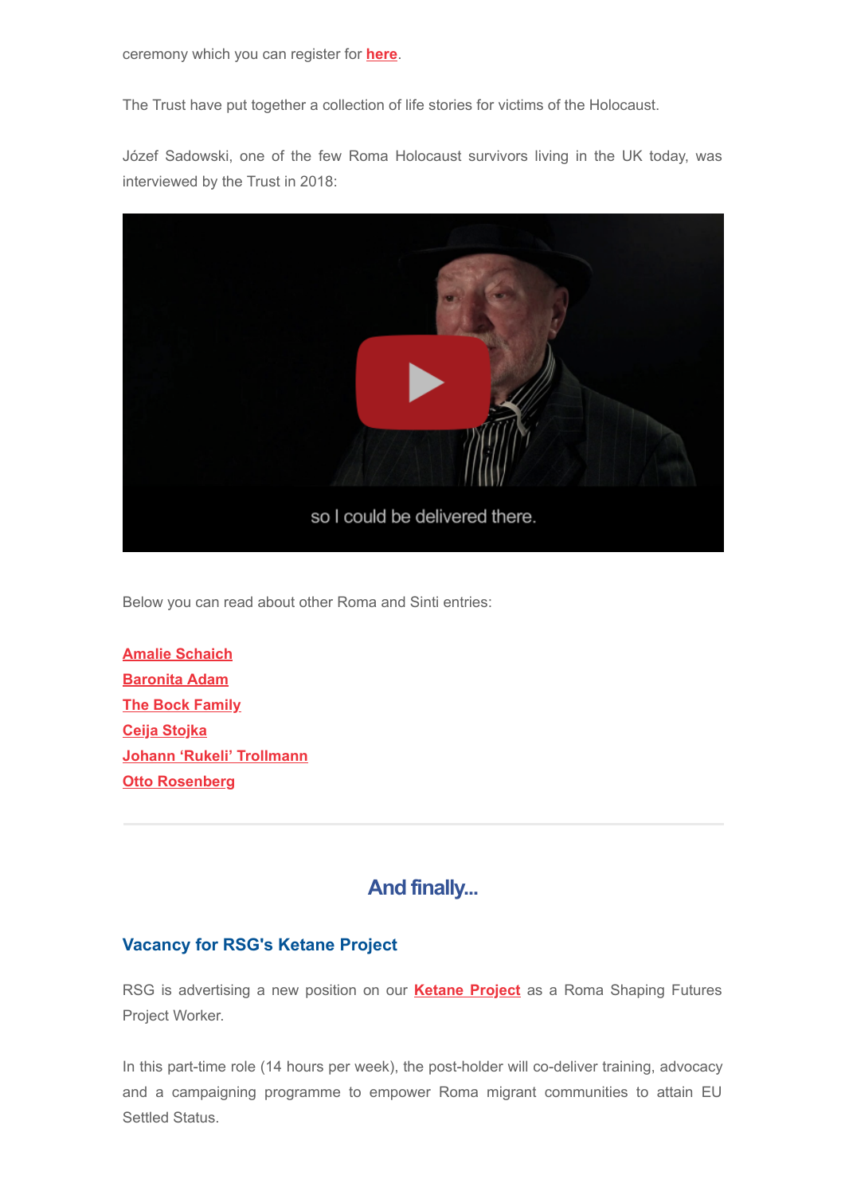ceremony which you can register for **here**.

The Trust have put together a collection of life stories for victims of the Holocaust.

Józef Sadowski, one of the few Roma Holocaust survivors living in the UK today, was interviewed by the Trust in 2018:

Below you can read about other Roma and Sinti entries:

**Amalie Schaich**
**Baronita Adam**
**The Bock Family**
**Ceija Stojka**
**Johann 'Rukeli' Trollmann**
**Otto Rosenberg**

---

## And finally...

### Vacancy for RSG's Ketane Project

RSG is advertising a new position on our **Ketane Project** as a Roma Shaping Futures Project Worker.

In this part-time role (14 hours per week), the post-holder will co-deliver training, advocacy and a campaigning programme to empower Roma migrant communities to attain EU Settled Status.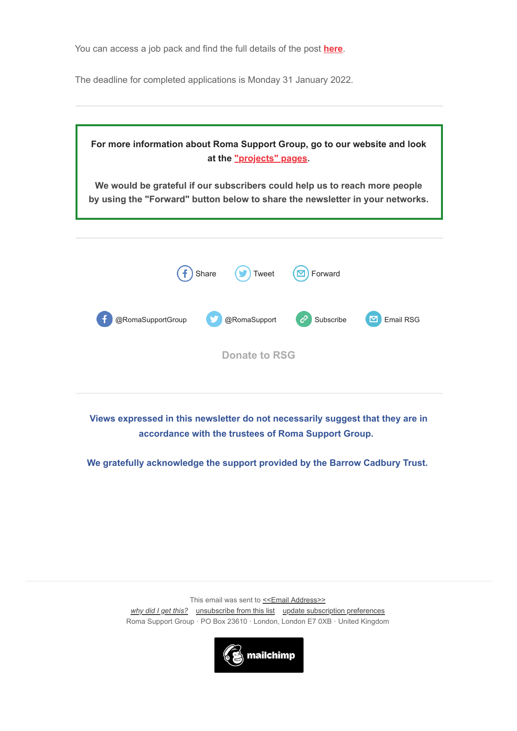You can access a job pack and find the full details of the post **here**.

The deadline for completed applications is Monday 31 January 2022.

---

**For more information about Roma Support Group, go to our website and look at the "projects" pages.**

**We would be grateful if our subscribers could help us to reach more people by using the "Forward" button below to share the newsletter in your networks.**

---

Share Tweet Forward

@RomaSupportGroup @RomaSupport Subscribe Email RSG

**Donate to RSG**

---

**Views expressed in this newsletter do not necessarily suggest that they are in accordance with the trustees of Roma Support Group.**

**We gratefully acknowledge the support provided by the Barrow Cadbury Trust.**

---

This email was sent to <<Email Address>>

*why did I get this?* unsubscribe from this list update subscription preferences

Roma Support Group · PO Box 23610 · London, London E7 0XB · United Kingdom

mailchimp